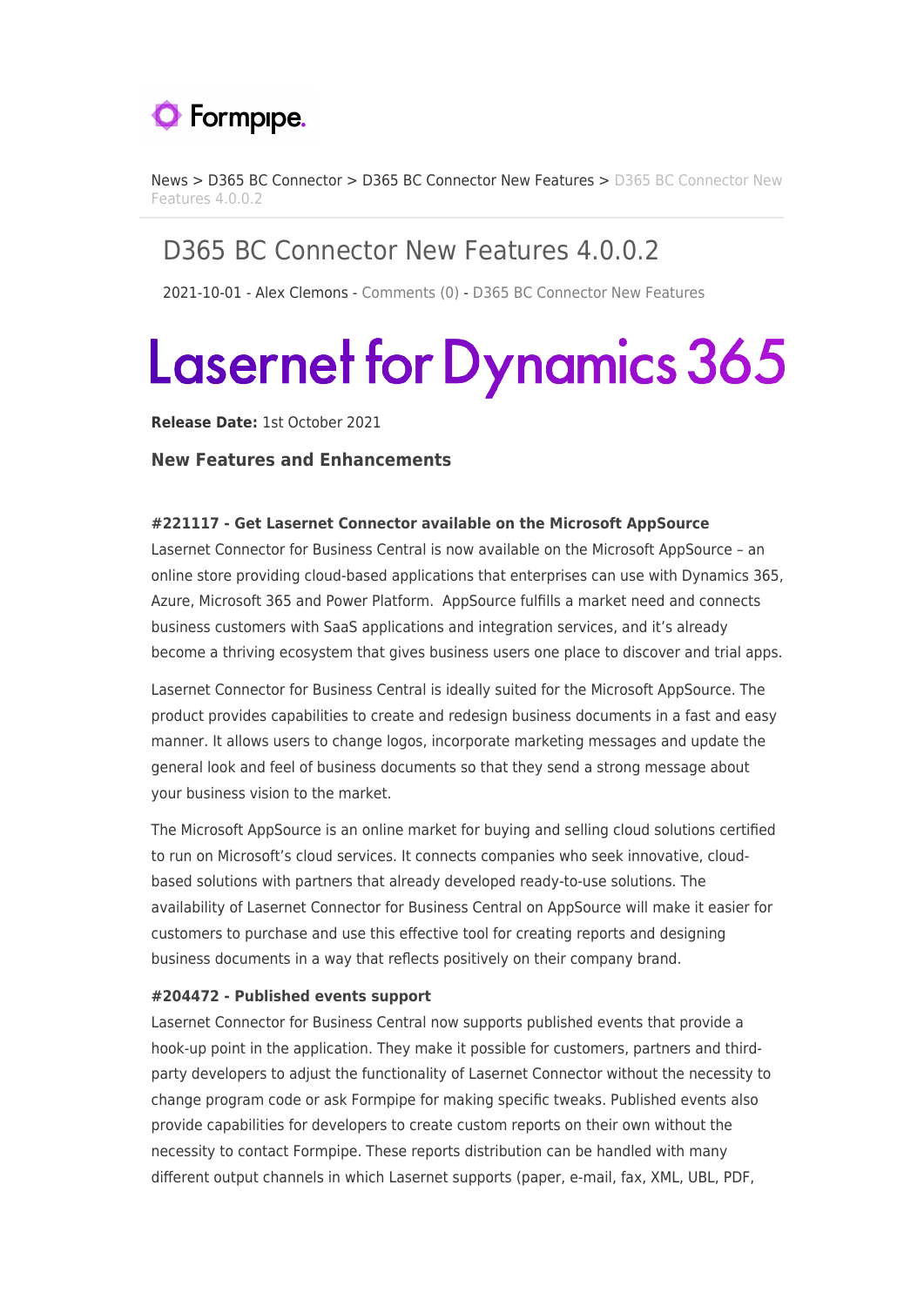News > D365 BC Connector > D365 BC Connector New Features > D365 BC Connector New Features 4.0.0.2

# D365 BC Connector New Features 4.0.0.2

2021-10-01 - Alex Clemons - Comments (0) - D365 BC Connector New Features

# Lasernet for Dynamics 365

**Release Date:** 1st October 2021

### New Features and Enhancements

**#221117 - Get Lasernet Connector available on the Microsoft AppSource**

Lasernet Connector for Business Central is now available on the Microsoft AppSource – an online store providing cloud-based applications that enterprises can use with Dynamics 365, Azure, Microsoft 365 and Power Platform.  AppSource fulfills a market need and connects business customers with SaaS applications and integration services, and it's already become a thriving ecosystem that gives business users one place to discover and trial apps.

Lasernet Connector for Business Central is ideally suited for the Microsoft AppSource. The product provides capabilities to create and redesign business documents in a fast and easy manner. It allows users to change logos, incorporate marketing messages and update the general look and feel of business documents so that they send a strong message about your business vision to the market.

The Microsoft AppSource is an online market for buying and selling cloud solutions certified to run on Microsoft's cloud services. It connects companies who seek innovative, cloud-based solutions with partners that already developed ready-to-use solutions. The availability of Lasernet Connector for Business Central on AppSource will make it easier for customers to purchase and use this effective tool for creating reports and designing business documents in a way that reflects positively on their company brand.

**#204472 - Published events support**

Lasernet Connector for Business Central now supports published events that provide a hook-up point in the application. They make it possible for customers, partners and third-party developers to adjust the functionality of Lasernet Connector without the necessity to change program code or ask Formpipe for making specific tweaks. Published events also provide capabilities for developers to create custom reports on their own without the necessity to contact Formpipe. These reports distribution can be handled with many different output channels in which Lasernet supports (paper, e-mail, fax, XML, UBL, PDF,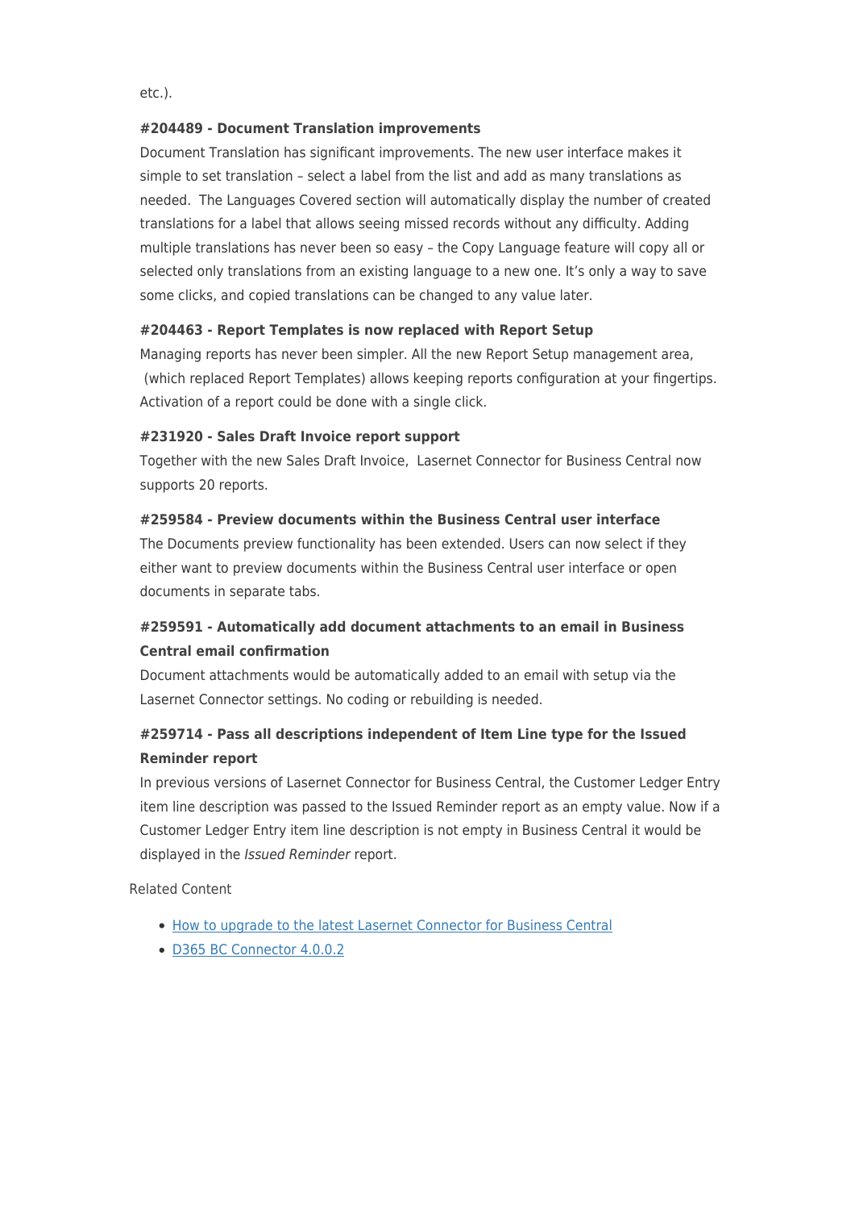etc.).

**#204489 - Document Translation improvements**

Document Translation has significant improvements. The new user interface makes it simple to set translation – select a label from the list and add as many translations as needed. The Languages Covered section will automatically display the number of created translations for a label that allows seeing missed records without any difficulty. Adding multiple translations has never been so easy – the Copy Language feature will copy all or selected only translations from an existing language to a new one. It's only a way to save some clicks, and copied translations can be changed to any value later.

**#204463 - Report Templates is now replaced with Report Setup**

Managing reports has never been simpler. All the new Report Setup management area, (which replaced Report Templates) allows keeping reports configuration at your fingertips. Activation of a report could be done with a single click.

**#231920 - Sales Draft Invoice report support**

Together with the new Sales Draft Invoice, Lasernet Connector for Business Central now supports 20 reports.

**#259584 - Preview documents within the Business Central user interface**

The Documents preview functionality has been extended. Users can now select if they either want to preview documents within the Business Central user interface or open documents in separate tabs.

**#259591 - Automatically add document attachments to an email in Business Central email confirmation**

Document attachments would be automatically added to an email with setup via the Lasernet Connector settings. No coding or rebuilding is needed.

**#259714 - Pass all descriptions independent of Item Line type for the Issued Reminder report**

In previous versions of Lasernet Connector for Business Central, the Customer Ledger Entry item line description was passed to the Issued Reminder report as an empty value. Now if a Customer Ledger Entry item line description is not empty in Business Central it would be displayed in the *Issued Reminder* report.

Related Content

- How to upgrade to the latest Lasernet Connector for Business Central
- D365 BC Connector 4.0.0.2